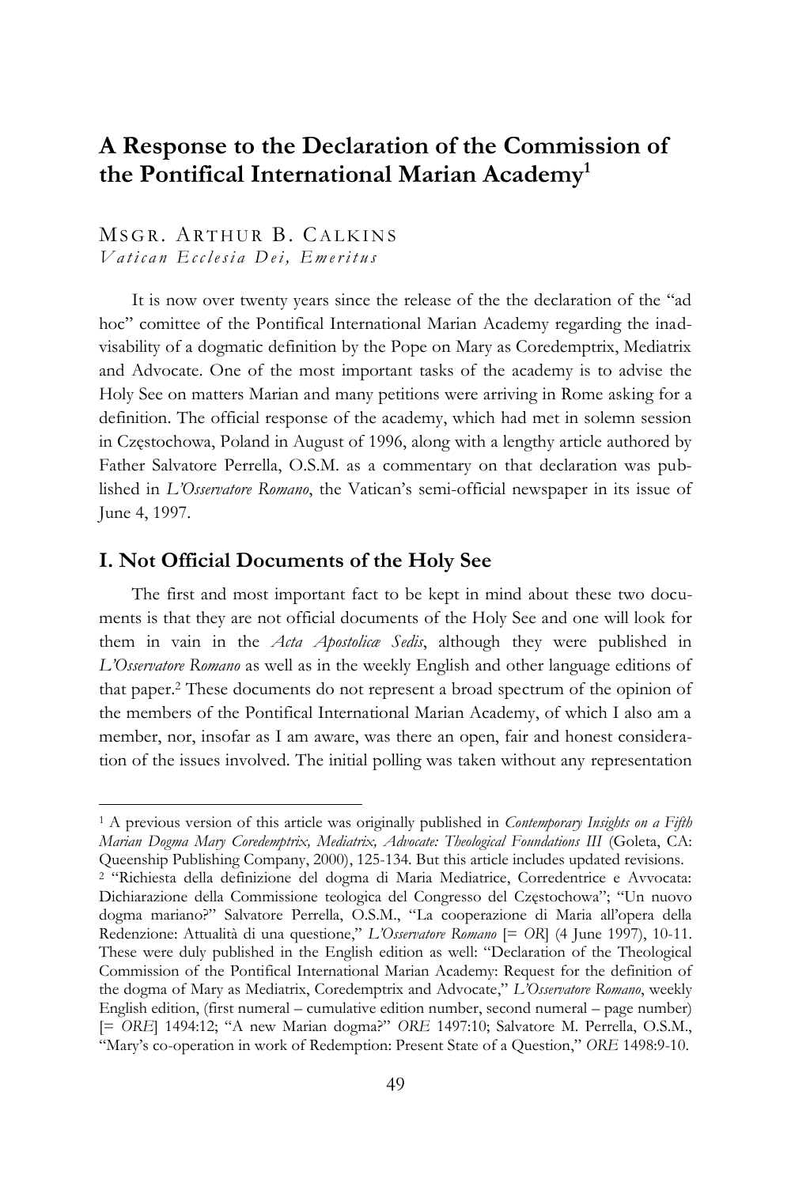# A Response to the Declaration of the Commission of the Pontifical International Marian Academy[1]

MSGR. ARTHUR B. CALKINS
*Vatican Ecclesia Dei, Emeritus*

It is now over twenty years since the release of the the declaration of the "ad hoc" comittee of the Pontifical International Marian Academy regarding the inadvisability of a dogmatic definition by the Pope on Mary as Coredemptrix, Mediatrix and Advocate. One of the most important tasks of the academy is to advise the Holy See on matters Marian and many petitions were arriving in Rome asking for a definition. The official response of the academy, which had met in solemn session in Częstochowa, Poland in August of 1996, along with a lengthy article authored by Father Salvatore Perrella, O.S.M. as a commentary on that declaration was published in *L'Osservatore Romano*, the Vatican's semi-official newspaper in its issue of June 4, 1997.

## I. Not Official Documents of the Holy See

The first and most important fact to be kept in mind about these two documents is that they are not official documents of the Holy See and one will look for them in vain in the *Acta Apostolicæ Sedis*, although they were published in *L'Osservatore Romano* as well as in the weekly English and other language editions of that paper.[2] These documents do not represent a broad spectrum of the opinion of the members of the Pontifical International Marian Academy, of which I also am a member, nor, insofar as I am aware, was there an open, fair and honest consideration of the issues involved. The initial polling was taken without any representation

---

[1] A previous version of this article was originally published in *Contemporary Insights on a Fifth Marian Dogma Mary Coredemptrix, Mediatrix, Advocate: Theological Foundations III* (Goleta, CA: Queenship Publishing Company, 2000), 125-134. But this article includes updated revisions.

[2] "Richiesta della definizione del dogma di Maria Mediatrice, Corredentrice e Avvocata: Dichiarazione della Commissione teologica del Congresso del Częstochowa"; "Un nuovo dogma mariano?" Salvatore Perrella, O.S.M., "La cooperazione di Maria all'opera della Redenzione: Attualità di una questione," *L'Osservatore Romano* [= *OR*] (4 June 1997), 10-11. These were duly published in the English edition as well: "Declaration of the Theological Commission of the Pontifical International Marian Academy: Request for the definition of the dogma of Mary as Mediatrix, Coredemptrix and Advocate," *L'Osservatore Romano*, weekly English edition, (first numeral – cumulative edition number, second numeral – page number) [= *ORE*] 1494:12; "A new Marian dogma?" *ORE* 1497:10; Salvatore M. Perrella, O.S.M., "Mary's co-operation in work of Redemption: Present State of a Question," *ORE* 1498:9-10.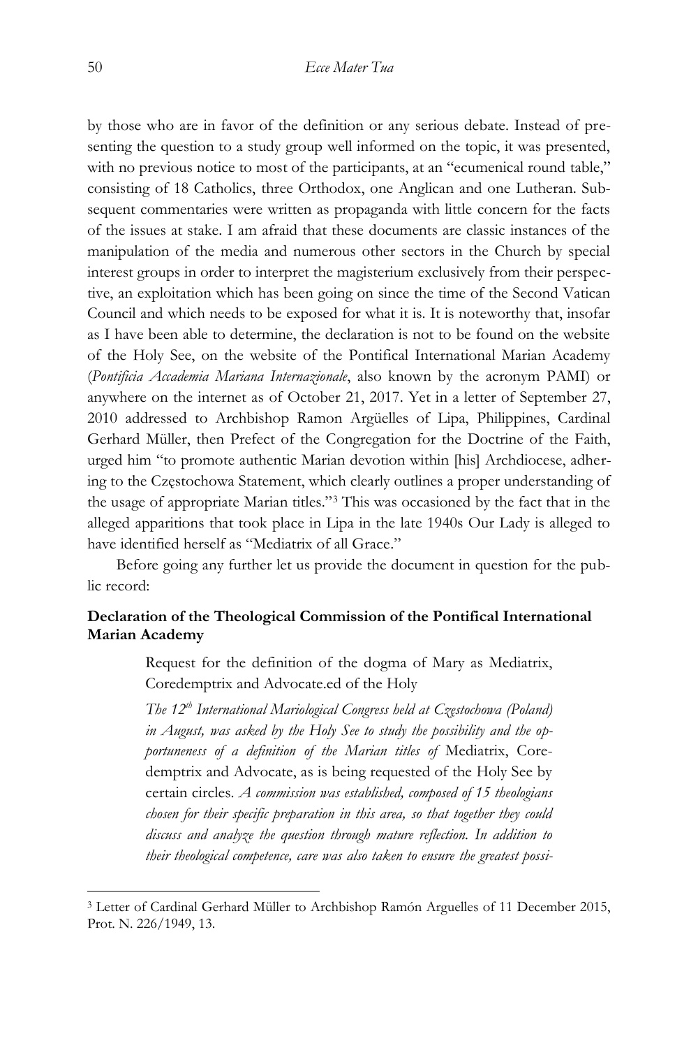by those who are in favor of the definition or any serious debate. Instead of presenting the question to a study group well informed on the topic, it was presented, with no previous notice to most of the participants, at an "ecumenical round table," consisting of 18 Catholics, three Orthodox, one Anglican and one Lutheran. Subsequent commentaries were written as propaganda with little concern for the facts of the issues at stake. I am afraid that these documents are classic instances of the manipulation of the media and numerous other sectors in the Church by special interest groups in order to interpret the magisterium exclusively from their perspective, an exploitation which has been going on since the time of the Second Vatican Council and which needs to be exposed for what it is. It is noteworthy that, insofar as I have been able to determine, the declaration is not to be found on the website of the Holy See, on the website of the Pontifical International Marian Academy (*Pontificia Accademia Mariana Internazionale*, also known by the acronym PAMI) or anywhere on the internet as of October 21, 2017. Yet in a letter of September 27, 2010 addressed to Archbishop Ramon Argüelles of Lipa, Philippines, Cardinal Gerhard Müller, then Prefect of the Congregation for the Doctrine of the Faith, urged him "to promote authentic Marian devotion within [his] Archdiocese, adhering to the Częstochowa Statement, which clearly outlines a proper understanding of the usage of appropriate Marian titles."[3] This was occasioned by the fact that in the alleged apparitions that took place in Lipa in the late 1940s Our Lady is alleged to have identified herself as "Mediatrix of all Grace."

Before going any further let us provide the document in question for the public record:

**Declaration of the Theological Commission of the Pontifical International Marian Academy**

> Request for the definition of the dogma of Mary as Mediatrix, Coredemptrix and Advocate.ed of the Holy
>
> *The 12th International Mariological Congress held at Częstochowa (Poland) in August, was asked by the Holy See to study the possibility and the opportuneness of a definition of the Marian titles of* Mediatrix, Coredemptrix and Advocate, as is being requested of the Holy See by certain circles. *A commission was established, composed of 15 theologians chosen for their specific preparation in this area, so that together they could discuss and analyze the question through mature reflection. In addition to their theological competence, care was also taken to ensure the greatest possi-*

[3] Letter of Cardinal Gerhard Müller to Archbishop Ramón Arguelles of 11 December 2015, Prot. N. 226/1949, 13.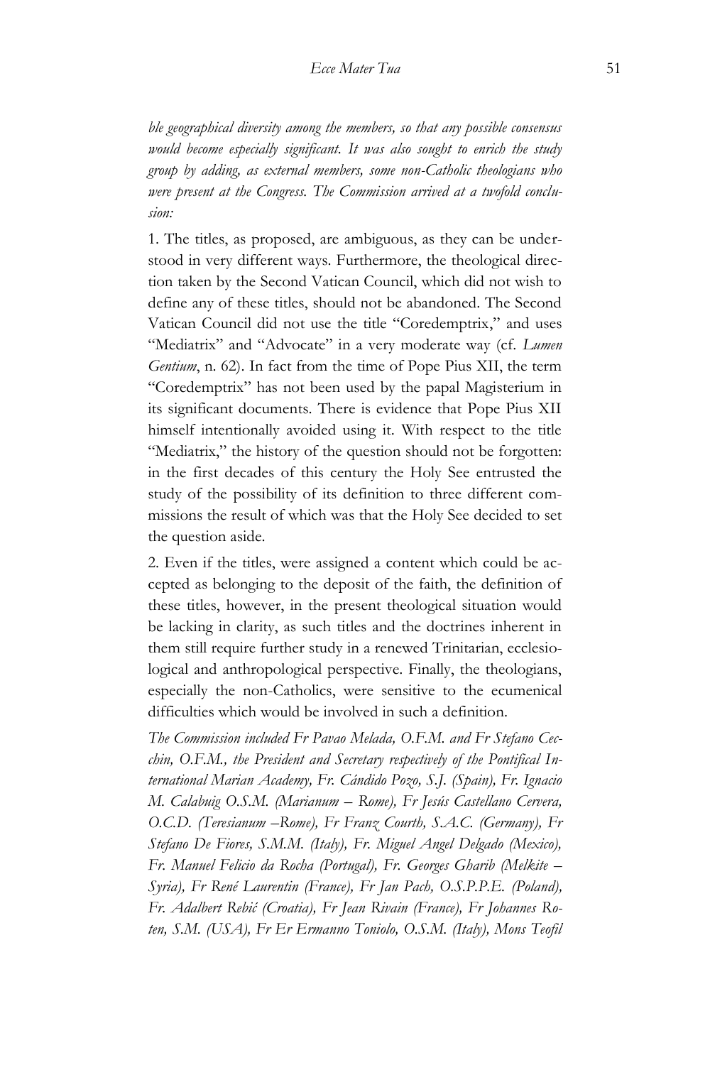*ble geographical diversity among the members, so that any possible consensus would become especially significant. It was also sought to enrich the study group by adding, as external members, some non-Catholic theologians who were present at the Congress. The Commission arrived at a twofold conclusion:*

1. The titles, as proposed, are ambiguous, as they can be understood in very different ways. Furthermore, the theological direction taken by the Second Vatican Council, which did not wish to define any of these titles, should not be abandoned. The Second Vatican Council did not use the title "Coredemptrix," and uses "Mediatrix" and "Advocate" in a very moderate way (cf. *Lumen Gentium*, n. 62). In fact from the time of Pope Pius XII, the term "Coredemptrix" has not been used by the papal Magisterium in its significant documents. There is evidence that Pope Pius XII himself intentionally avoided using it. With respect to the title "Mediatrix," the history of the question should not be forgotten: in the first decades of this century the Holy See entrusted the study of the possibility of its definition to three different commissions the result of which was that the Holy See decided to set the question aside.

2. Even if the titles, were assigned a content which could be accepted as belonging to the deposit of the faith, the definition of these titles, however, in the present theological situation would be lacking in clarity, as such titles and the doctrines inherent in them still require further study in a renewed Trinitarian, ecclesiological and anthropological perspective. Finally, the theologians, especially the non-Catholics, were sensitive to the ecumenical difficulties which would be involved in such a definition.

*The Commission included Fr Pavao Melada, O.F.M. and Fr Stefano Cecchin, O.F.M., the President and Secretary respectively of the Pontifical International Marian Academy, Fr. Cándido Pozo, S.J. (Spain), Fr. Ignacio M. Calabuig O.S.M. (Marianum – Rome), Fr Jesús Castellano Cervera, O.C.D. (Teresianum –Rome), Fr Franz Courth, S.A.C. (Germany), Fr Stefano De Fiores, S.M.M. (Italy), Fr. Miguel Angel Delgado (Mexico), Fr. Manuel Felicio da Rocha (Portugal), Fr. Georges Gharib (Melkite – Syria), Fr René Laurentin (France), Fr Jan Pach, O.S.P.P.E. (Poland), Fr. Adalbert Rebić (Croatia), Fr Jean Rivain (France), Fr Johannes Roten, S.M. (USA), Fr Er Ermanno Toniolo, O.S.M. (Italy), Mons Teofil*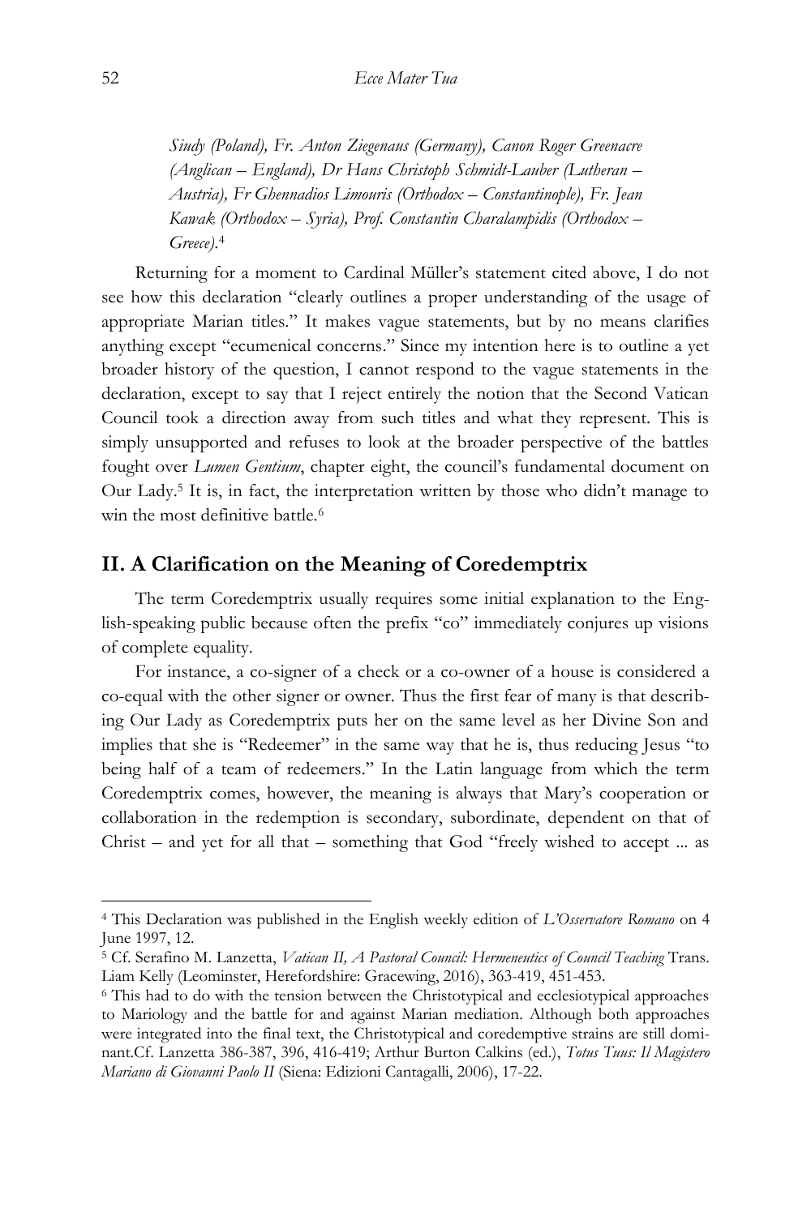*Siudy (Poland), Fr. Anton Ziegenaus (Germany), Canon Roger Greenacre (Anglican – England), Dr Hans Christoph Schmidt-Lauber (Lutheran – Austria), Fr Ghennadios Limouris (Orthodox – Constantinople), Fr. Jean Kawak (Orthodox – Syria), Prof. Constantin Charalampidis (Orthodox – Greece).*[4]

Returning for a moment to Cardinal Müller's statement cited above, I do not see how this declaration "clearly outlines a proper understanding of the usage of appropriate Marian titles." It makes vague statements, but by no means clarifies anything except "ecumenical concerns." Since my intention here is to outline a yet broader history of the question, I cannot respond to the vague statements in the declaration, except to say that I reject entirely the notion that the Second Vatican Council took a direction away from such titles and what they represent. This is simply unsupported and refuses to look at the broader perspective of the battles fought over *Lumen Gentium*, chapter eight, the council's fundamental document on Our Lady.[5] It is, in fact, the interpretation written by those who didn't manage to win the most definitive battle.[6]

## II. A Clarification on the Meaning of Coredemptrix

The term Coredemptrix usually requires some initial explanation to the English-speaking public because often the prefix "co" immediately conjures up visions of complete equality.

For instance, a co-signer of a check or a co-owner of a house is considered a co-equal with the other signer or owner. Thus the first fear of many is that describing Our Lady as Coredemptrix puts her on the same level as her Divine Son and implies that she is "Redeemer" in the same way that he is, thus reducing Jesus "to being half of a team of redeemers." In the Latin language from which the term Coredemptrix comes, however, the meaning is always that Mary's cooperation or collaboration in the redemption is secondary, subordinate, dependent on that of Christ – and yet for all that – something that God "freely wished to accept ... as

---

[4] This Declaration was published in the English weekly edition of *L'Osservatore Romano* on 4 June 1997, 12.

[5] Cf. Serafino M. Lanzetta, *Vatican II, A Pastoral Council: Hermeneutics of Council Teaching* Trans. Liam Kelly (Leominster, Herefordshire: Gracewing, 2016), 363-419, 451-453.

[6] This had to do with the tension between the Christotypical and ecclesiotypical approaches to Mariology and the battle for and against Marian mediation. Although both approaches were integrated into the final text, the Christotypical and coredemptive strains are still dominant.Cf. Lanzetta 386-387, 396, 416-419; Arthur Burton Calkins (ed.), *Totus Tuus: Il Magistero Mariano di Giovanni Paolo II* (Siena: Edizioni Cantagalli, 2006), 17-22.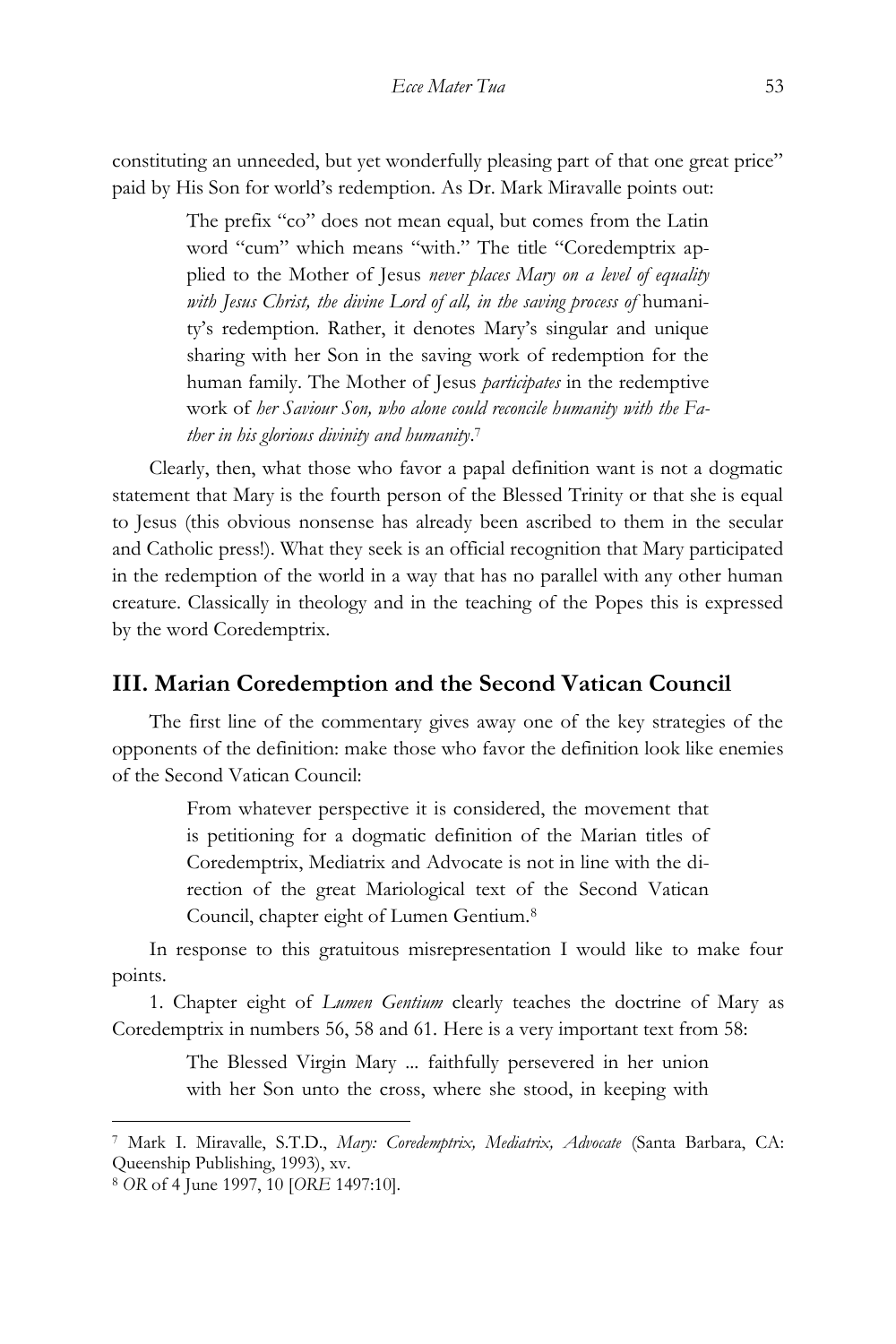constituting an unneeded, but yet wonderfully pleasing part of that one great price" paid by His Son for world's redemption. As Dr. Mark Miravalle points out:

> The prefix "co" does not mean equal, but comes from the Latin word "cum" which means "with." The title "Coredemptrix applied to the Mother of Jesus *never places Mary on a level of equality with Jesus Christ, the divine Lord of all, in the saving process of* humanity's redemption. Rather, it denotes Mary's singular and unique sharing with her Son in the saving work of redemption for the human family. The Mother of Jesus *participates* in the redemptive work of *her Saviour Son, who alone could reconcile humanity with the Father in his glorious divinity and humanity*.[7]

Clearly, then, what those who favor a papal definition want is not a dogmatic statement that Mary is the fourth person of the Blessed Trinity or that she is equal to Jesus (this obvious nonsense has already been ascribed to them in the secular and Catholic press!). What they seek is an official recognition that Mary participated in the redemption of the world in a way that has no parallel with any other human creature. Classically in theology and in the teaching of the Popes this is expressed by the word Coredemptrix.

## III. Marian Coredemption and the Second Vatican Council

The first line of the commentary gives away one of the key strategies of the opponents of the definition: make those who favor the definition look like enemies of the Second Vatican Council:

> From whatever perspective it is considered, the movement that is petitioning for a dogmatic definition of the Marian titles of Coredemptrix, Mediatrix and Advocate is not in line with the direction of the great Mariological text of the Second Vatican Council, chapter eight of Lumen Gentium.[8]

In response to this gratuitous misrepresentation I would like to make four points.

1. Chapter eight of *Lumen Gentium* clearly teaches the doctrine of Mary as Coredemptrix in numbers 56, 58 and 61. Here is a very important text from 58:

> The Blessed Virgin Mary ... faithfully persevered in her union with her Son unto the cross, where she stood, in keeping with

---

[7] Mark I. Miravalle, S.T.D., *Mary: Coredemptrix, Mediatrix, Advocate* (Santa Barbara, CA: Queenship Publishing, 1993), xv.

[8] *OR* of 4 June 1997, 10 [*ORE* 1497:10].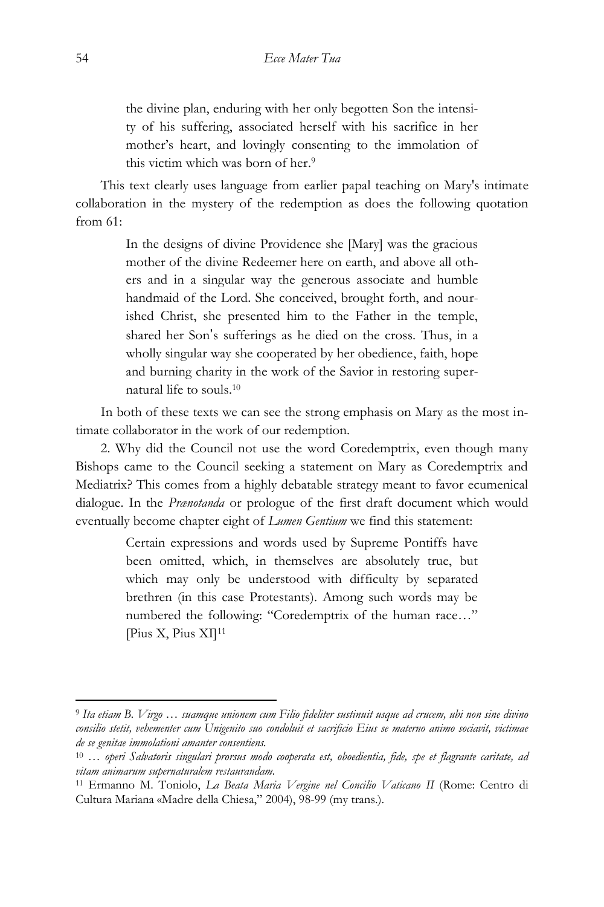the divine plan, enduring with her only begotten Son the intensity of his suffering, associated herself with his sacrifice in her mother's heart, and lovingly consenting to the immolation of this victim which was born of her.[9]

This text clearly uses language from earlier papal teaching on Mary's intimate collaboration in the mystery of the redemption as does the following quotation from 61:

> In the designs of divine Providence she [Mary] was the gracious mother of the divine Redeemer here on earth, and above all others and in a singular way the generous associate and humble handmaid of the Lord. She conceived, brought forth, and nourished Christ, she presented him to the Father in the temple, shared her Son's sufferings as he died on the cross. Thus, in a wholly singular way she cooperated by her obedience, faith, hope and burning charity in the work of the Savior in restoring supernatural life to souls.[10]

In both of these texts we can see the strong emphasis on Mary as the most intimate collaborator in the work of our redemption.

2. Why did the Council not use the word Coredemptrix, even though many Bishops came to the Council seeking a statement on Mary as Coredemptrix and Mediatrix? This comes from a highly debatable strategy meant to favor ecumenical dialogue. In the *Prænotanda* or prologue of the first draft document which would eventually become chapter eight of *Lumen Gentium* we find this statement:

> Certain expressions and words used by Supreme Pontiffs have been omitted, which, in themselves are absolutely true, but which may only be understood with difficulty by separated brethren (in this case Protestants). Among such words may be numbered the following: "Coredemptrix of the human race…" [Pius X, Pius XI][11]

---

[9] *Ita etiam B. Virgo … suamque unionem cum Filio fideliter sustinuit usque ad crucem, ubi non sine divino consilio stetit, vehementer cum Unigenito suo condoluit et sacrificio Eius se materno animo sociavit, victimae de se genitae immolationi amanter consentiens.*

[10] *… operi Salvatoris singulari prorsus modo cooperata est, oboedientia, fide, spe et flagrante caritate, ad vitam animarum supernaturalem restaurandam.*

[11] Ermanno M. Toniolo, *La Beata Maria Vergine nel Concilio Vaticano II* (Rome: Centro di Cultura Mariana «Madre della Chiesa," 2004), 98-99 (my trans.).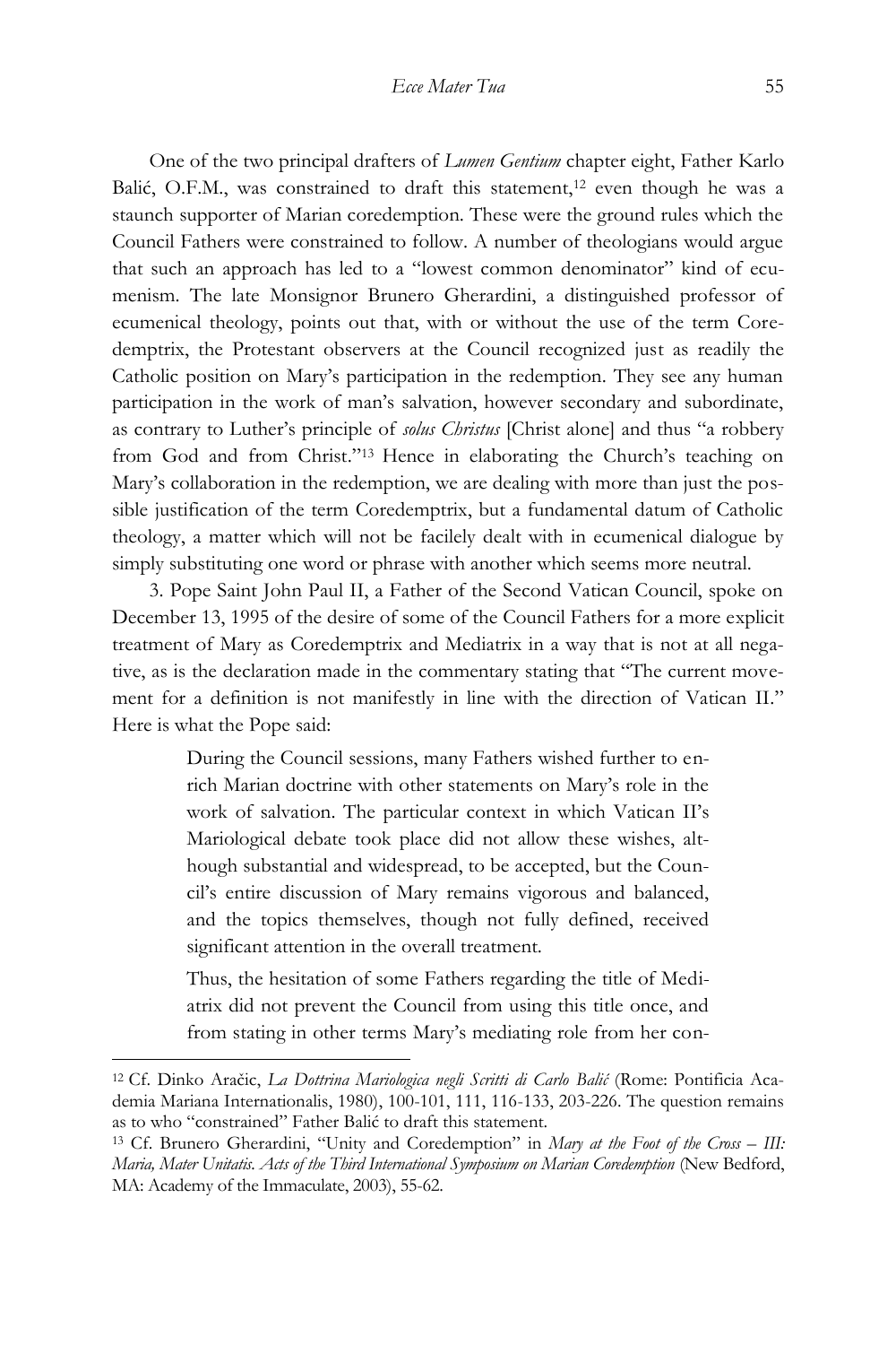One of the two principal drafters of *Lumen Gentium* chapter eight, Father Karlo Balić, O.F.M., was constrained to draft this statement,[12] even though he was a staunch supporter of Marian coredemption. These were the ground rules which the Council Fathers were constrained to follow. A number of theologians would argue that such an approach has led to a "lowest common denominator" kind of ecumenism. The late Monsignor Brunero Gherardini, a distinguished professor of ecumenical theology, points out that, with or without the use of the term Coredemptrix, the Protestant observers at the Council recognized just as readily the Catholic position on Mary's participation in the redemption. They see any human participation in the work of man's salvation, however secondary and subordinate, as contrary to Luther's principle of *solus Christus* [Christ alone] and thus "a robbery from God and from Christ."[13] Hence in elaborating the Church's teaching on Mary's collaboration in the redemption, we are dealing with more than just the possible justification of the term Coredemptrix, but a fundamental datum of Catholic theology, a matter which will not be facilely dealt with in ecumenical dialogue by simply substituting one word or phrase with another which seems more neutral.

3. Pope Saint John Paul II, a Father of the Second Vatican Council, spoke on December 13, 1995 of the desire of some of the Council Fathers for a more explicit treatment of Mary as Coredemptrix and Mediatrix in a way that is not at all negative, as is the declaration made in the commentary stating that "The current movement for a definition is not manifestly in line with the direction of Vatican II." Here is what the Pope said:

> During the Council sessions, many Fathers wished further to enrich Marian doctrine with other statements on Mary's role in the work of salvation. The particular context in which Vatican II's Mariological debate took place did not allow these wishes, although substantial and widespread, to be accepted, but the Council's entire discussion of Mary remains vigorous and balanced, and the topics themselves, though not fully defined, received significant attention in the overall treatment.
>
> Thus, the hesitation of some Fathers regarding the title of Mediatrix did not prevent the Council from using this title once, and from stating in other terms Mary's mediating role from her con-

---

[12] Cf. Dinko Aračic, *La Dottrina Mariologica negli Scritti di Carlo Balić* (Rome: Pontificia Academia Mariana Internationalis, 1980), 100-101, 111, 116-133, 203-226. The question remains as to who "constrained" Father Balić to draft this statement.

[13] Cf. Brunero Gherardini, "Unity and Coredemption" in *Mary at the Foot of the Cross – III: Maria, Mater Unitatis. Acts of the Third International Symposium on Marian Coredemption* (New Bedford, MA: Academy of the Immaculate, 2003), 55-62.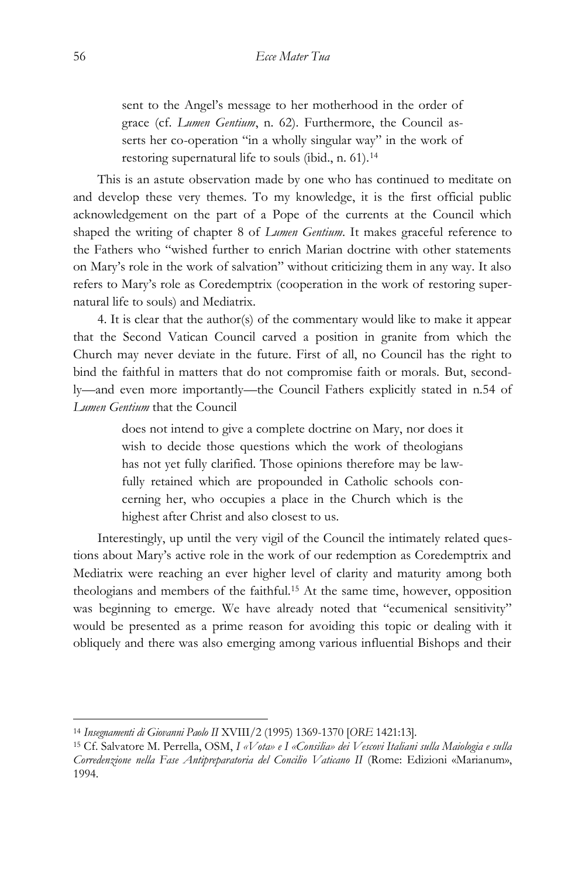> sent to the Angel's message to her motherhood in the order of grace (cf. *Lumen Gentium*, n. 62). Furthermore, the Council asserts her co-operation "in a wholly singular way" in the work of restoring supernatural life to souls (ibid., n. 61).[14]

This is an astute observation made by one who has continued to meditate on and develop these very themes. To my knowledge, it is the first official public acknowledgement on the part of a Pope of the currents at the Council which shaped the writing of chapter 8 of *Lumen Gentium*. It makes graceful reference to the Fathers who "wished further to enrich Marian doctrine with other statements on Mary's role in the work of salvation" without criticizing them in any way. It also refers to Mary's role as Coredemptrix (cooperation in the work of restoring supernatural life to souls) and Mediatrix.

4. It is clear that the author(s) of the commentary would like to make it appear that the Second Vatican Council carved a position in granite from which the Church may never deviate in the future. First of all, no Council has the right to bind the faithful in matters that do not compromise faith or morals. But, secondly—and even more importantly—the Council Fathers explicitly stated in n.54 of *Lumen Gentium* that the Council

> does not intend to give a complete doctrine on Mary, nor does it wish to decide those questions which the work of theologians has not yet fully clarified. Those opinions therefore may be lawfully retained which are propounded in Catholic schools concerning her, who occupies a place in the Church which is the highest after Christ and also closest to us.

Interestingly, up until the very vigil of the Council the intimately related questions about Mary's active role in the work of our redemption as Coredemptrix and Mediatrix were reaching an ever higher level of clarity and maturity among both theologians and members of the faithful.[15] At the same time, however, opposition was beginning to emerge. We have already noted that "ecumenical sensitivity" would be presented as a prime reason for avoiding this topic or dealing with it obliquely and there was also emerging among various influential Bishops and their

---

[14] *Insegnamenti di Giovanni Paolo II* XVIII/2 (1995) 1369-1370 [*ORE* 1421:13].

[15] Cf. Salvatore M. Perrella, OSM, *I «Vota» e I «Consilia» dei Vescovi Italiani sulla Maiologia e sulla Corredenzione nella Fase Antipreparatoria del Concilio Vaticano II* (Rome: Edizioni «Marianum», 1994.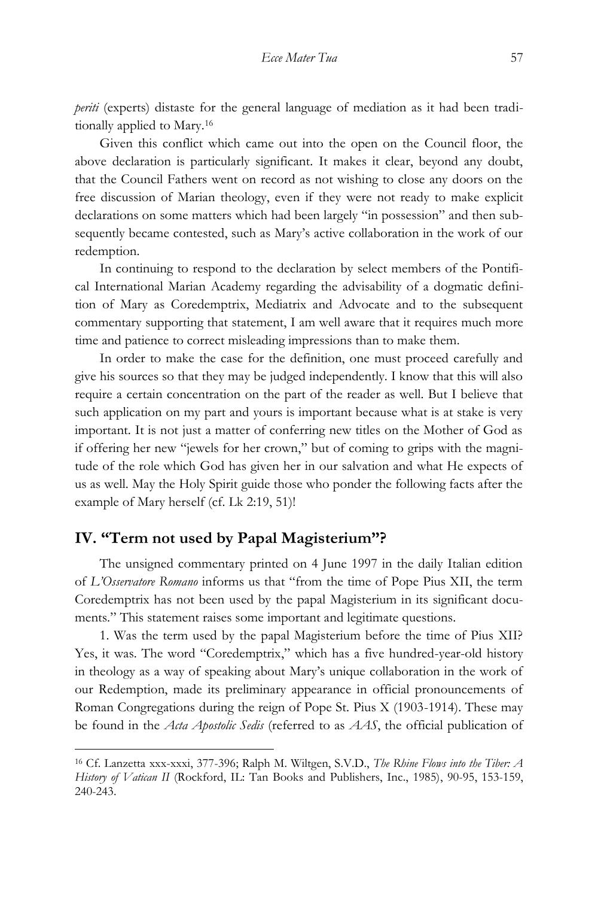*periti* (experts) distaste for the general language of mediation as it had been traditionally applied to Mary.[16]

Given this conflict which came out into the open on the Council floor, the above declaration is particularly significant. It makes it clear, beyond any doubt, that the Council Fathers went on record as not wishing to close any doors on the free discussion of Marian theology, even if they were not ready to make explicit declarations on some matters which had been largely "in possession" and then subsequently became contested, such as Mary's active collaboration in the work of our redemption.

In continuing to respond to the declaration by select members of the Pontifical International Marian Academy regarding the advisability of a dogmatic definition of Mary as Coredemptrix, Mediatrix and Advocate and to the subsequent commentary supporting that statement, I am well aware that it requires much more time and patience to correct misleading impressions than to make them.

In order to make the case for the definition, one must proceed carefully and give his sources so that they may be judged independently. I know that this will also require a certain concentration on the part of the reader as well. But I believe that such application on my part and yours is important because what is at stake is very important. It is not just a matter of conferring new titles on the Mother of God as if offering her new "jewels for her crown," but of coming to grips with the magnitude of the role which God has given her in our salvation and what He expects of us as well. May the Holy Spirit guide those who ponder the following facts after the example of Mary herself (cf. Lk 2:19, 51)!

## IV. "Term not used by Papal Magisterium"?

The unsigned commentary printed on 4 June 1997 in the daily Italian edition of *L'Osservatore Romano* informs us that "from the time of Pope Pius XII, the term Coredemptrix has not been used by the papal Magisterium in its significant documents." This statement raises some important and legitimate questions.

1. Was the term used by the papal Magisterium before the time of Pius XII? Yes, it was. The word "Coredemptrix," which has a five hundred-year-old history in theology as a way of speaking about Mary's unique collaboration in the work of our Redemption, made its preliminary appearance in official pronouncements of Roman Congregations during the reign of Pope St. Pius X (1903-1914). These may be found in the *Acta Apostolic Sedis* (referred to as *AAS*, the official publication of

---

[16] Cf. Lanzetta xxx-xxxi, 377-396; Ralph M. Wiltgen, S.V.D., *The Rhine Flows into the Tiber: A History of Vatican II* (Rockford, IL: Tan Books and Publishers, Inc., 1985), 90-95, 153-159, 240-243.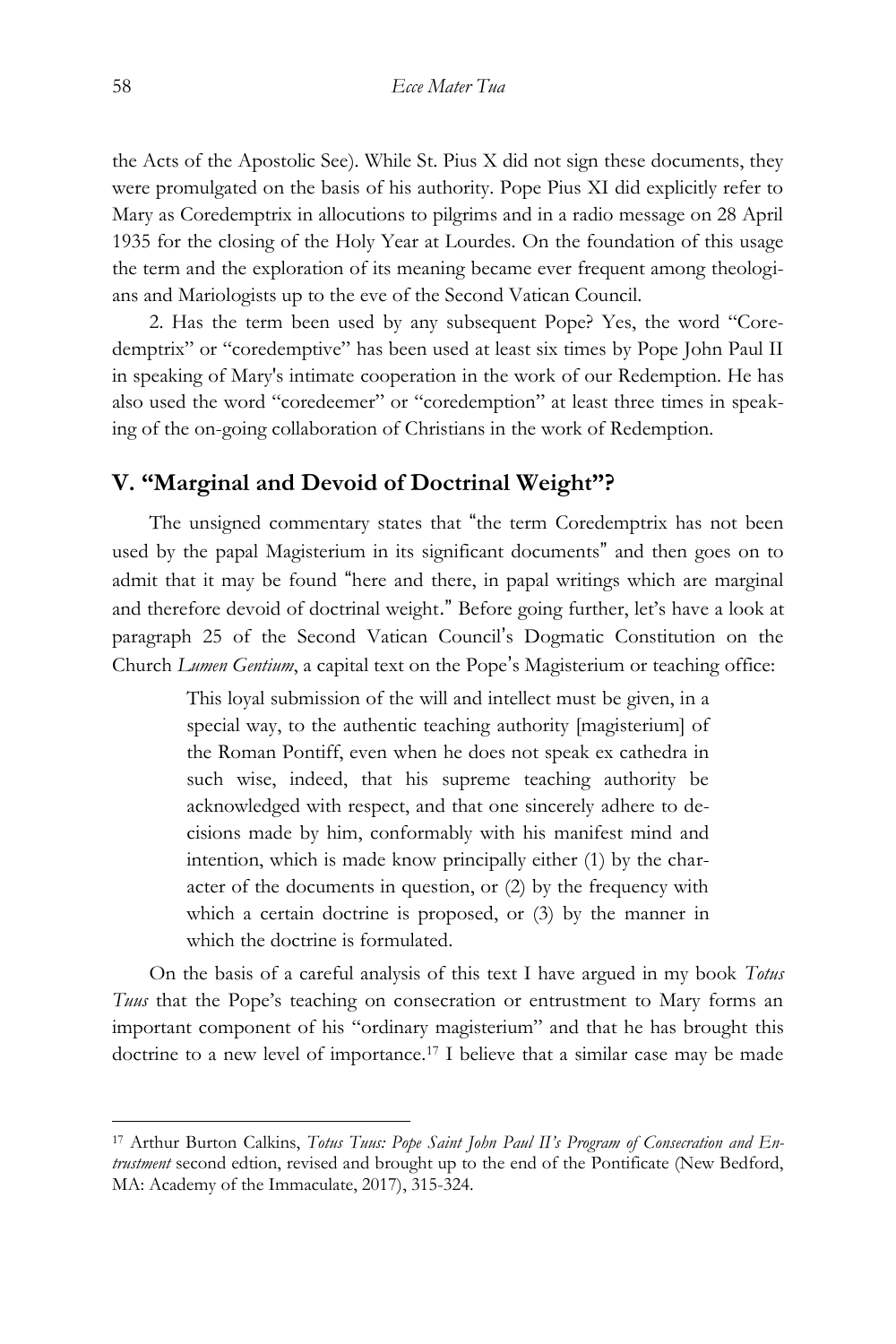the Acts of the Apostolic See). While St. Pius X did not sign these documents, they were promulgated on the basis of his authority. Pope Pius XI did explicitly refer to Mary as Coredemptrix in allocutions to pilgrims and in a radio message on 28 April 1935 for the closing of the Holy Year at Lourdes. On the foundation of this usage the term and the exploration of its meaning became ever frequent among theologians and Mariologists up to the eve of the Second Vatican Council.

2. Has the term been used by any subsequent Pope? Yes, the word "Coredemptrix" or "coredemptive" has been used at least six times by Pope John Paul II in speaking of Mary's intimate cooperation in the work of our Redemption. He has also used the word "coredeemer" or "coredemption" at least three times in speaking of the on-going collaboration of Christians in the work of Redemption.

## V. "Marginal and Devoid of Doctrinal Weight"?

The unsigned commentary states that "the term Coredemptrix has not been used by the papal Magisterium in its significant documents" and then goes on to admit that it may be found "here and there, in papal writings which are marginal and therefore devoid of doctrinal weight." Before going further, let's have a look at paragraph 25 of the Second Vatican Council's Dogmatic Constitution on the Church *Lumen Gentium*, a capital text on the Pope's Magisterium or teaching office:

> This loyal submission of the will and intellect must be given, in a special way, to the authentic teaching authority [magisterium] of the Roman Pontiff, even when he does not speak ex cathedra in such wise, indeed, that his supreme teaching authority be acknowledged with respect, and that one sincerely adhere to decisions made by him, conformably with his manifest mind and intention, which is made know principally either (1) by the character of the documents in question, or (2) by the frequency with which a certain doctrine is proposed, or (3) by the manner in which the doctrine is formulated.

On the basis of a careful analysis of this text I have argued in my book *Totus Tuus* that the Pope's teaching on consecration or entrustment to Mary forms an important component of his "ordinary magisterium" and that he has brought this doctrine to a new level of importance.[17] I believe that a similar case may be made

[17] Arthur Burton Calkins, *Totus Tuus: Pope Saint John Paul II's Program of Consecration and Entrustment* second edtion, revised and brought up to the end of the Pontificate (New Bedford, MA: Academy of the Immaculate, 2017), 315-324.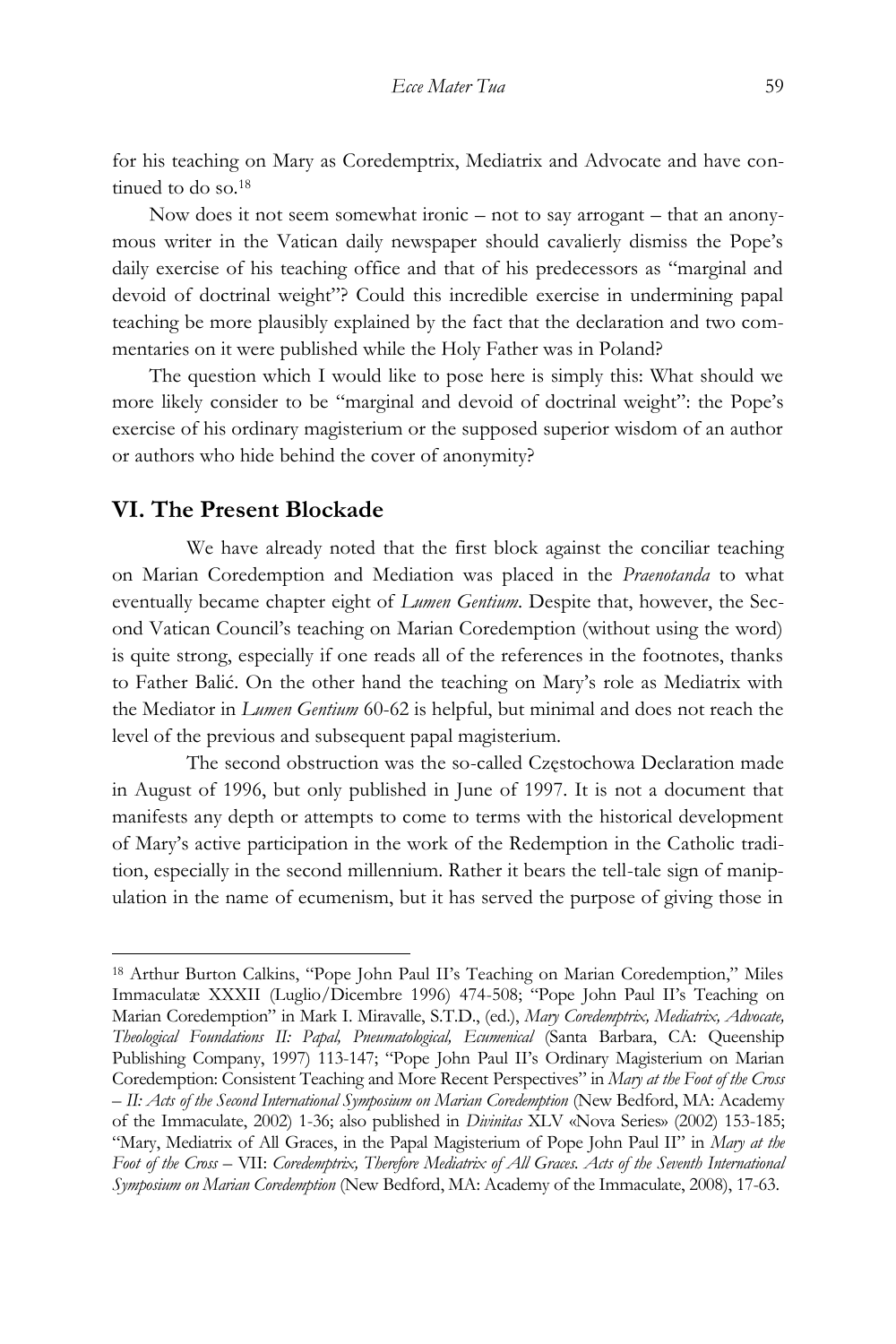for his teaching on Mary as Coredemptrix, Mediatrix and Advocate and have continued to do so.[18]

Now does it not seem somewhat ironic – not to say arrogant – that an anonymous writer in the Vatican daily newspaper should cavalierly dismiss the Pope's daily exercise of his teaching office and that of his predecessors as "marginal and devoid of doctrinal weight"? Could this incredible exercise in undermining papal teaching be more plausibly explained by the fact that the declaration and two commentaries on it were published while the Holy Father was in Poland?

The question which I would like to pose here is simply this: What should we more likely consider to be "marginal and devoid of doctrinal weight": the Pope's exercise of his ordinary magisterium or the supposed superior wisdom of an author or authors who hide behind the cover of anonymity?

## VI. The Present Blockade

We have already noted that the first block against the conciliar teaching on Marian Coredemption and Mediation was placed in the *Praenotanda* to what eventually became chapter eight of *Lumen Gentium*. Despite that, however, the Second Vatican Council's teaching on Marian Coredemption (without using the word) is quite strong, especially if one reads all of the references in the footnotes, thanks to Father Balić. On the other hand the teaching on Mary's role as Mediatrix with the Mediator in *Lumen Gentium* 60-62 is helpful, but minimal and does not reach the level of the previous and subsequent papal magisterium.

The second obstruction was the so-called Częstochowa Declaration made in August of 1996, but only published in June of 1997. It is not a document that manifests any depth or attempts to come to terms with the historical development of Mary's active participation in the work of the Redemption in the Catholic tradition, especially in the second millennium. Rather it bears the tell-tale sign of manipulation in the name of ecumenism, but it has served the purpose of giving those in

---

[18] Arthur Burton Calkins, "Pope John Paul II's Teaching on Marian Coredemption," Miles Immaculatæ XXXII (Luglio/Dicembre 1996) 474-508; "Pope John Paul II's Teaching on Marian Coredemption" in Mark I. Miravalle, S.T.D., (ed.), *Mary Coredemptrix, Mediatrix, Advocate, Theological Foundations II: Papal, Pneumatological, Ecumenical* (Santa Barbara, CA: Queenship Publishing Company, 1997) 113-147; "Pope John Paul II's Ordinary Magisterium on Marian Coredemption: Consistent Teaching and More Recent Perspectives" in *Mary at the Foot of the Cross – II: Acts of the Second International Symposium on Marian Coredemption* (New Bedford, MA: Academy of the Immaculate, 2002) 1-36; also published in *Divinitas* XLV «Nova Series» (2002) 153-185; "Mary, Mediatrix of All Graces, in the Papal Magisterium of Pope John Paul II" in *Mary at the Foot of the Cross* – VII: *Coredemptrix, Therefore Mediatrix of All Graces. Acts of the Seventh International Symposium on Marian Coredemption* (New Bedford, MA: Academy of the Immaculate, 2008), 17-63.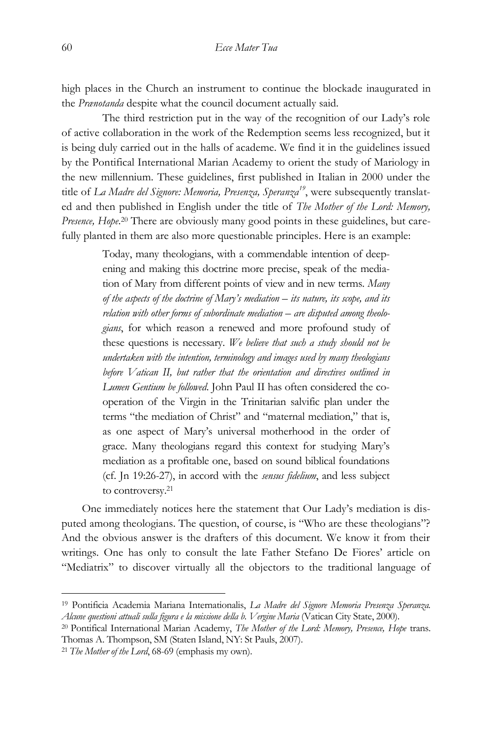high places in the Church an instrument to continue the blockade inaugurated in the *Prænotanda* despite what the council document actually said.

The third restriction put in the way of the recognition of our Lady's role of active collaboration in the work of the Redemption seems less recognized, but it is being duly carried out in the halls of academe. We find it in the guidelines issued by the Pontifical International Marian Academy to orient the study of Mariology in the new millennium. These guidelines, first published in Italian in 2000 under the title of *La Madre del Signore: Memoria, Presenza, Speranza*[19], were subsequently translated and then published in English under the title of *The Mother of the Lord: Memory, Presence, Hope*.[20] There are obviously many good points in these guidelines, but carefully planted in them are also more questionable principles. Here is an example:

> Today, many theologians, with a commendable intention of deepening and making this doctrine more precise, speak of the mediation of Mary from different points of view and in new terms. *Many of the aspects of the doctrine of Mary's mediation – its nature, its scope, and its relation with other forms of subordinate mediation – are disputed among theologians*, for which reason a renewed and more profound study of these questions is necessary. *We believe that such a study should not be undertaken with the intention, terminology and images used by many theologians before Vatican II, but rather that the orientation and directives outlined in Lumen Gentium be followed*. John Paul II has often considered the cooperation of the Virgin in the Trinitarian salvific plan under the terms "the mediation of Christ" and "maternal mediation," that is, as one aspect of Mary's universal motherhood in the order of grace. Many theologians regard this context for studying Mary's mediation as a profitable one, based on sound biblical foundations (cf. Jn 19:26-27), in accord with the *sensus fidelium*, and less subject to controversy.[21]

One immediately notices here the statement that Our Lady's mediation is disputed among theologians. The question, of course, is "Who are these theologians"? And the obvious answer is the drafters of this document. We know it from their writings. One has only to consult the late Father Stefano De Fiores' article on "Mediatrix" to discover virtually all the objectors to the traditional language of

---

[19] Pontificia Academia Mariana Internationalis, *La Madre del Signore Memoria Presenza Speranza. Alcune questioni attuali sulla figura e la missione della b. Vergine Maria* (Vatican City State, 2000).

[20] Pontifical International Marian Academy, *The Mother of the Lord: Memory, Presence, Hope* trans. Thomas A. Thompson, SM (Staten Island, NY: St Pauls, 2007).

[21] *The Mother of the Lord*, 68-69 (emphasis my own).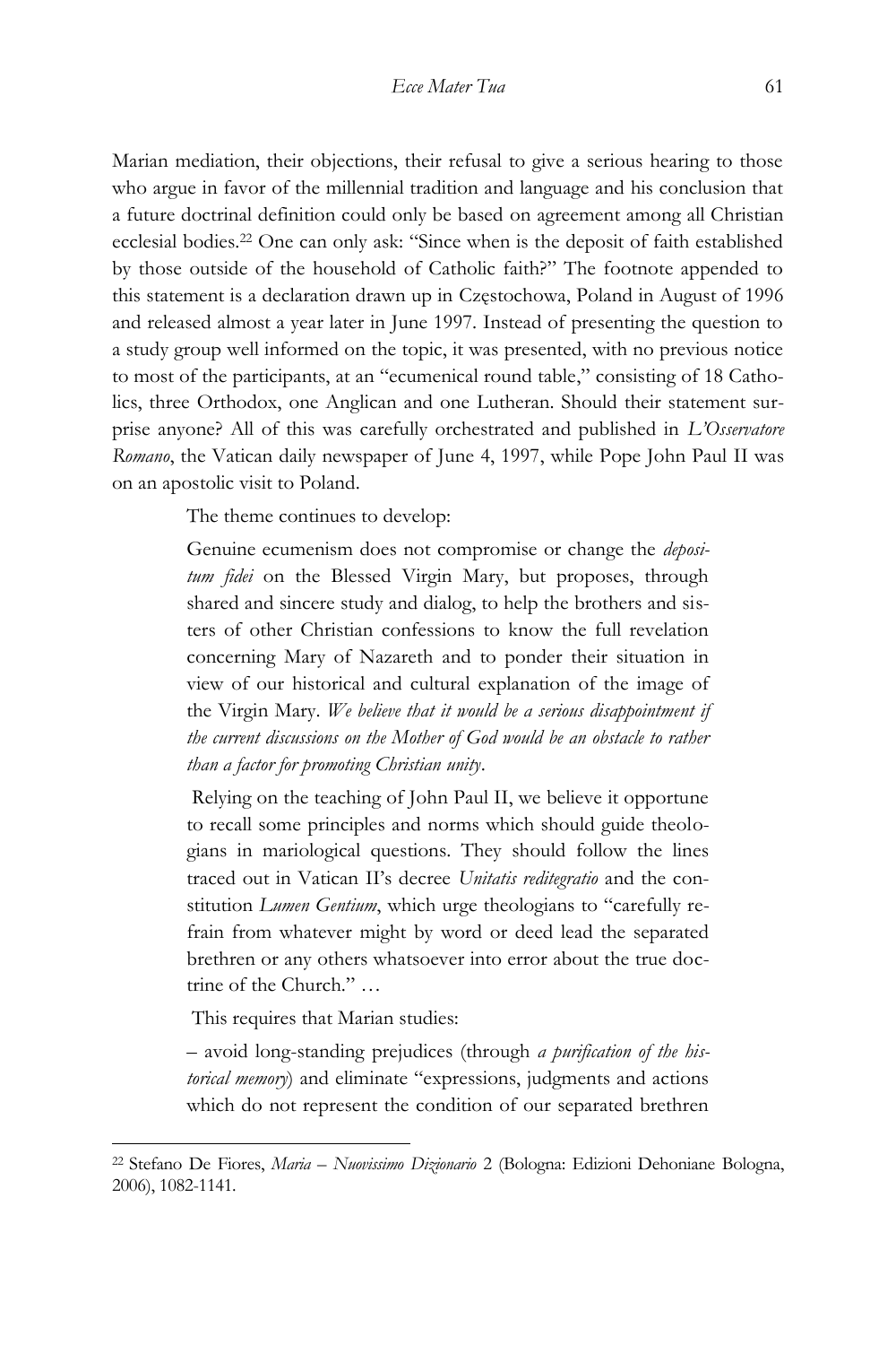Marian mediation, their objections, their refusal to give a serious hearing to those who argue in favor of the millennial tradition and language and his conclusion that a future doctrinal definition could only be based on agreement among all Christian ecclesial bodies.[22] One can only ask: "Since when is the deposit of faith established by those outside of the household of Catholic faith?" The footnote appended to this statement is a declaration drawn up in Częstochowa, Poland in August of 1996 and released almost a year later in June 1997. Instead of presenting the question to a study group well informed on the topic, it was presented, with no previous notice to most of the participants, at an "ecumenical round table," consisting of 18 Catholics, three Orthodox, one Anglican and one Lutheran. Should their statement surprise anyone? All of this was carefully orchestrated and published in *L'Osservatore Romano*, the Vatican daily newspaper of June 4, 1997, while Pope John Paul II was on an apostolic visit to Poland.

The theme continues to develop:

> Genuine ecumenism does not compromise or change the *depositum fidei* on the Blessed Virgin Mary, but proposes, through shared and sincere study and dialog, to help the brothers and sisters of other Christian confessions to know the full revelation concerning Mary of Nazareth and to ponder their situation in view of our historical and cultural explanation of the image of the Virgin Mary. *We believe that it would be a serious disappointment if the current discussions on the Mother of God would be an obstacle to rather than a factor for promoting Christian unity*.
>
> Relying on the teaching of John Paul II, we believe it opportune to recall some principles and norms which should guide theologians in mariological questions. They should follow the lines traced out in Vatican II's decree *Unitatis reditegratio* and the constitution *Lumen Gentium*, which urge theologians to "carefully refrain from whatever might by word or deed lead the separated brethren or any others whatsoever into error about the true doctrine of the Church." …
>
> This requires that Marian studies:
>
> – avoid long-standing prejudices (through *a purification of the historical memory*) and eliminate "expressions, judgments and actions which do not represent the condition of our separated brethren

[22] Stefano De Fiores, *Maria – Nuovissimo Dizionario* 2 (Bologna: Edizioni Dehoniane Bologna, 2006), 1082-1141.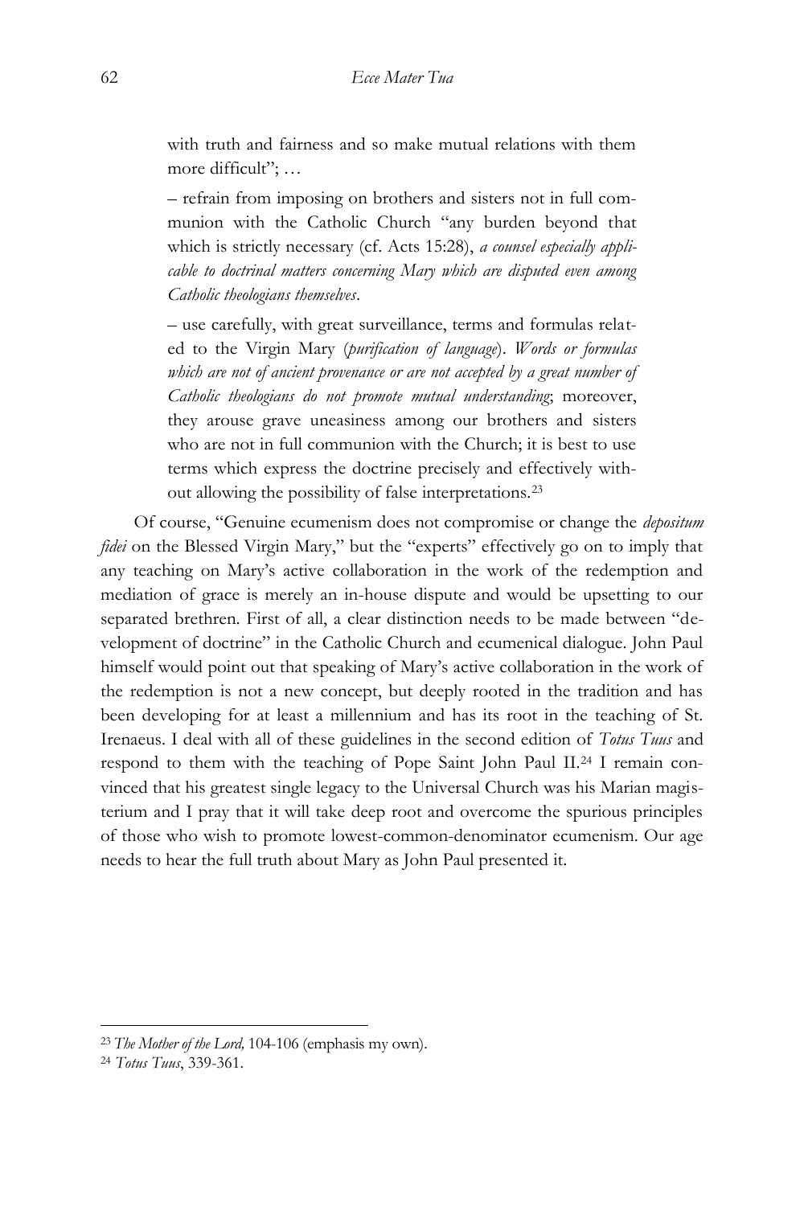> with truth and fairness and so make mutual relations with them more difficult"; …
>
> – refrain from imposing on brothers and sisters not in full communion with the Catholic Church "any burden beyond that which is strictly necessary (cf. Acts 15:28), *a counsel especially applicable to doctrinal matters concerning Mary which are disputed even among Catholic theologians themselves*.
>
> – use carefully, with great surveillance, terms and formulas related to the Virgin Mary (*purification of language*). *Words or formulas which are not of ancient provenance or are not accepted by a great number of Catholic theologians do not promote mutual understanding*; moreover, they arouse grave uneasiness among our brothers and sisters who are not in full communion with the Church; it is best to use terms which express the doctrine precisely and effectively without allowing the possibility of false interpretations.[23]

Of course, "Genuine ecumenism does not compromise or change the *depositum fidei* on the Blessed Virgin Mary," but the "experts" effectively go on to imply that any teaching on Mary's active collaboration in the work of the redemption and mediation of grace is merely an in-house dispute and would be upsetting to our separated brethren. First of all, a clear distinction needs to be made between "development of doctrine" in the Catholic Church and ecumenical dialogue. John Paul himself would point out that speaking of Mary's active collaboration in the work of the redemption is not a new concept, but deeply rooted in the tradition and has been developing for at least a millennium and has its root in the teaching of St. Irenaeus. I deal with all of these guidelines in the second edition of *Totus Tuus* and respond to them with the teaching of Pope Saint John Paul II.[24] I remain convinced that his greatest single legacy to the Universal Church was his Marian magisterium and I pray that it will take deep root and overcome the spurious principles of those who wish to promote lowest-common-denominator ecumenism. Our age needs to hear the full truth about Mary as John Paul presented it.

---

[23] *The Mother of the Lord,* 104-106 (emphasis my own).

[24] *Totus Tuus*, 339-361.